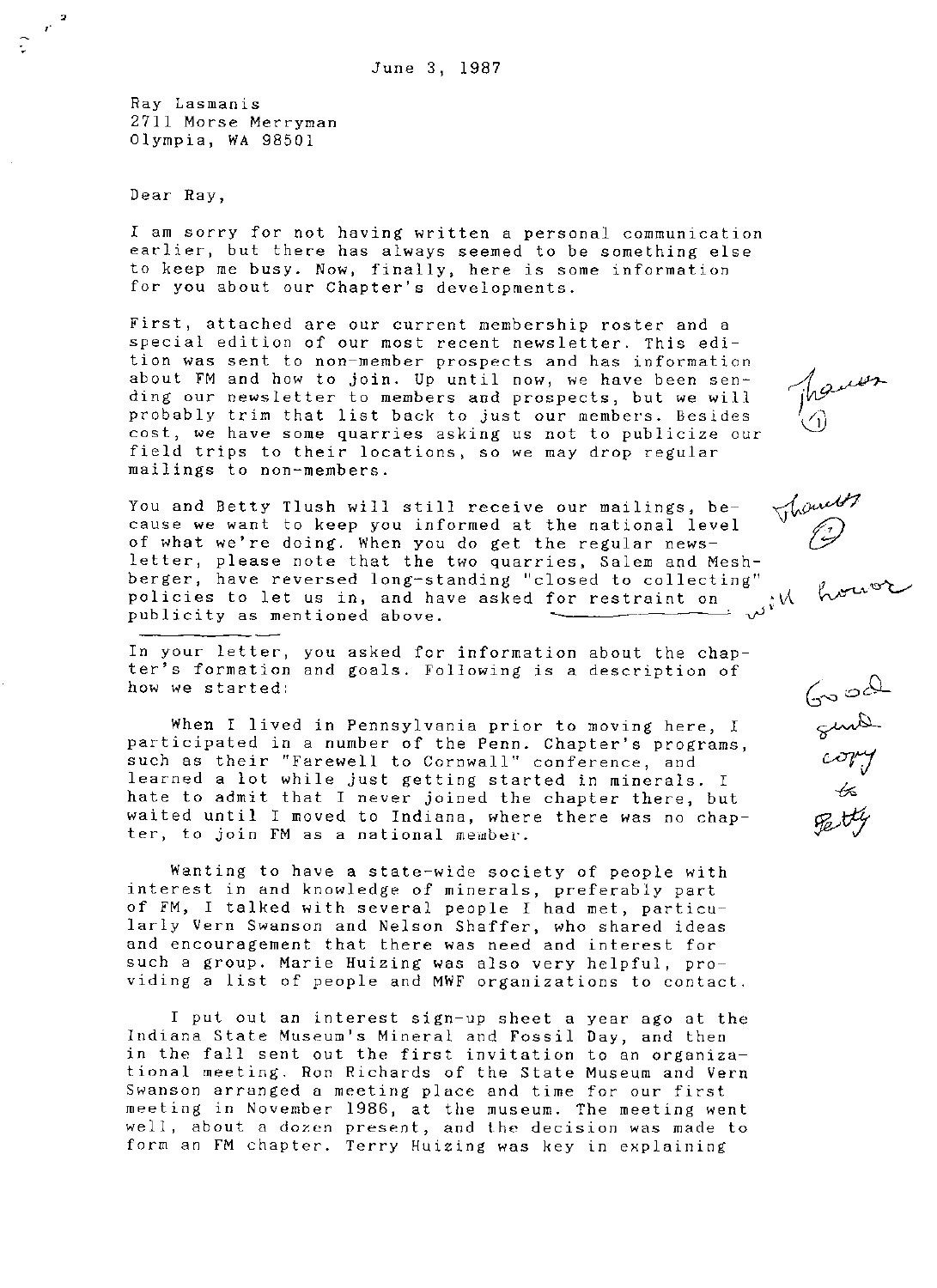June 3, 1987

Ray Lasmanis
2711 Morse Merryman
Olympia, WA 98501

Dear Ray,

I am sorry for not having written a personal communication earlier, but there has always seemed to be something else to keep me busy. Now, finally, here is some information for you about our Chapter's developments.

First, attached are our current membership roster and a special edition of our most recent newsletter. This edition was sent to non-member prospects and has information about FM and how to join. Up until now, we have been sending our newsletter to members and prospects, but we will probably trim that list back to just our members. Besides cost, we have some quarries asking us not to publicize our field trips to their locations, so we may drop regular mailings to non-members.

Thanks (1)

You and Betty Tlush will still receive our mailings, because we want to keep you informed at the national level of what we're doing. When you do get the regular newsletter, please note that the two quarries, Salem and Meshberger, have reversed long-standing "closed to collecting" policies to let us in, and have asked for restraint on publicity as mentioned above.

Thanks (2) will honor

In your letter, you asked for information about the chapter's formation and goals. Following is a description of how we started:

Good send copy to Betty

When I lived in Pennsylvania prior to moving here, I participated in a number of the Penn. Chapter's programs, such as their "Farewell to Cornwall" conference, and learned a lot while just getting started in minerals. I hate to admit that I never joined the chapter there, but waited until I moved to Indiana, where there was no chapter, to join FM as a national member.

Wanting to have a state-wide society of people with interest in and knowledge of minerals, preferably part of FM, I talked with several people I had met, particularly Vern Swanson and Nelson Shaffer, who shared ideas and encouragement that there was need and interest for such a group. Marie Huizing was also very helpful, providing a list of people and MWF organizations to contact.

I put out an interest sign-up sheet a year ago at the Indiana State Museum's Mineral and Fossil Day, and then in the fall sent out the first invitation to an organizational meeting. Ron Richards of the State Museum and Vern Swanson arranged a meeting place and time for our first meeting in November 1986, at the museum. The meeting went well, about a dozen present, and the decision was made to form an FM chapter. Terry Huizing was key in explaining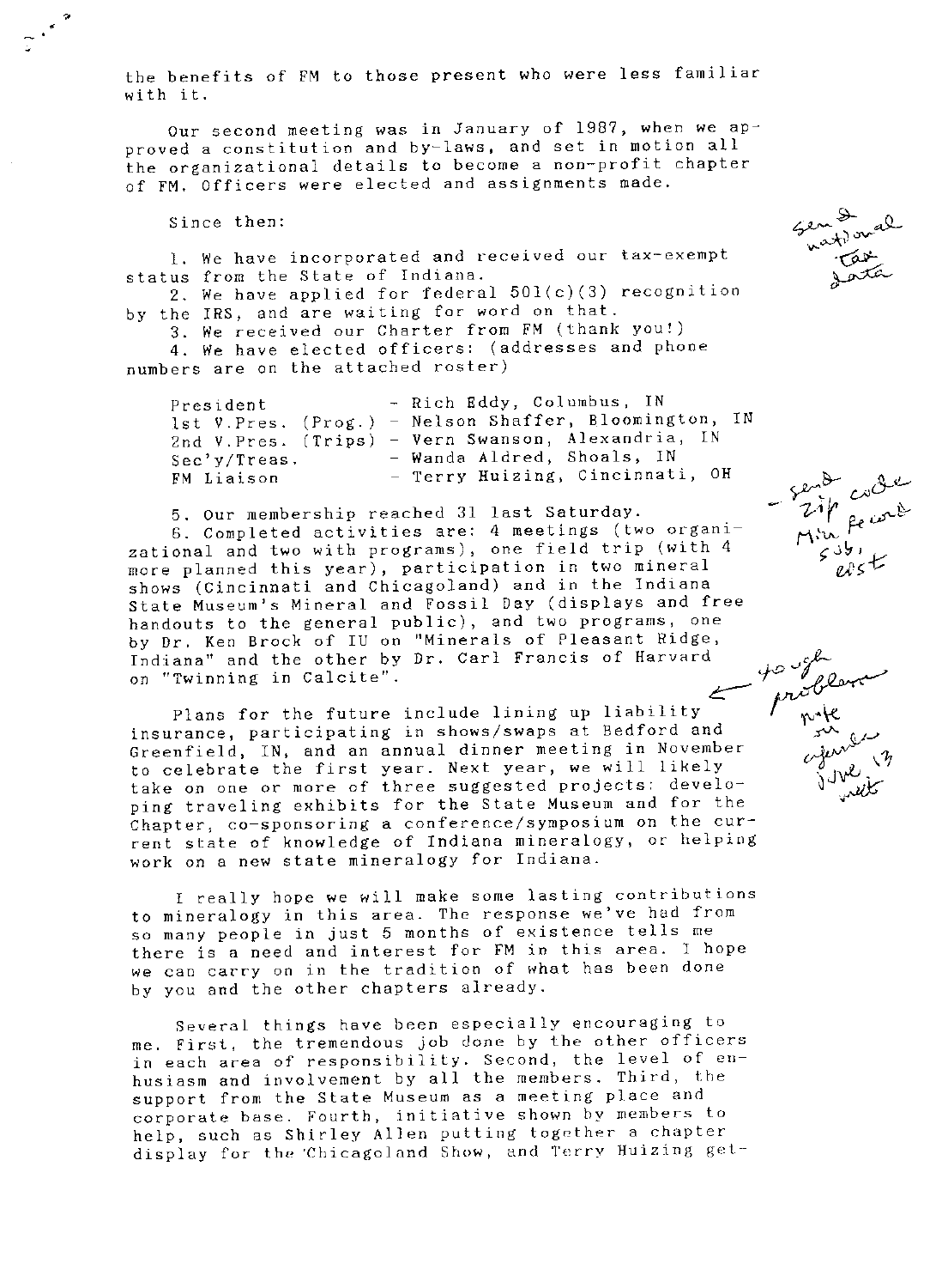the benefits of FM to those present who were less familiar with it.

Our second meeting was in January of 1987, when we approved a constitution and by-laws, and set in motion all the organizational details to become a non-profit chapter of FM. Officers were elected and assignments made.

Since then:

1. We have incorporated and received our tax-exempt status from the State of Indiana.
2. We have applied for federal 501(c)(3) recognition by the IRS, and are waiting for word on that.
3. We received our Charter from FM (thank you!)
4. We have elected officers: (addresses and phone numbers are on the attached roster)

| | |
|---|---|
| President | - Rich Eddy, Columbus, IN |
| 1st V.Pres. (Prog.) | - Nelson Shaffer, Bloomington, IN |
| 2nd V.Pres. (Trips) | - Vern Swanson, Alexandria, IN |
| Sec'y/Treas. | - Wanda Aldred, Shoals, IN |
| FM Liaison | - Terry Huizing, Cincinnati, OH |

5. Our membership reached 31 last Saturday.
6. Completed activities are: 4 meetings (two organizational and two with programs), one field trip (with 4 more planned this year), participation in two mineral shows (Cincinnati and Chicagoland) and in the Indiana State Museum's Mineral and Fossil Day (displays and free handouts to the general public), and two programs, one by Dr. Ken Brock of IU on "Minerals of Pleasant Ridge, Indiana" and the other by Dr. Carl Francis of Harvard on "Twinning in Calcite".

Plans for the future include lining up liability insurance, participating in shows/swaps at Bedford and Greenfield, IN, and an annual dinner meeting in November to celebrate the first year. Next year, we will likely take on one or more of three suggested projects: developing traveling exhibits for the State Museum and for the Chapter, co-sponsoring a conference/symposium on the current state of knowledge of Indiana mineralogy, or helping work on a new state mineralogy for Indiana.

I really hope we will make some lasting contributions to mineralogy in this area. The response we've had from so many people in just 5 months of existence tells me there is a need and interest for FM in this area. I hope we can carry on in the tradition of what has been done by you and the other chapters already.

Several things have been especially encouraging to me. First, the tremendous job done by the other officers in each area of responsibility. Second, the level of enhusiasm and involvement by all the members. Third, the support from the State Museum as a meeting place and corporate base. Fourth, initiative shown by members to help, such as Shirley Allen putting together a chapter display for the Chicagoland Show, and Terry Huizing get-

*[Handwritten margin notes: "Send national tax data"; "- send zip code Min Record sub, cost"; "← tough problem note on agenda June 13 meet"]*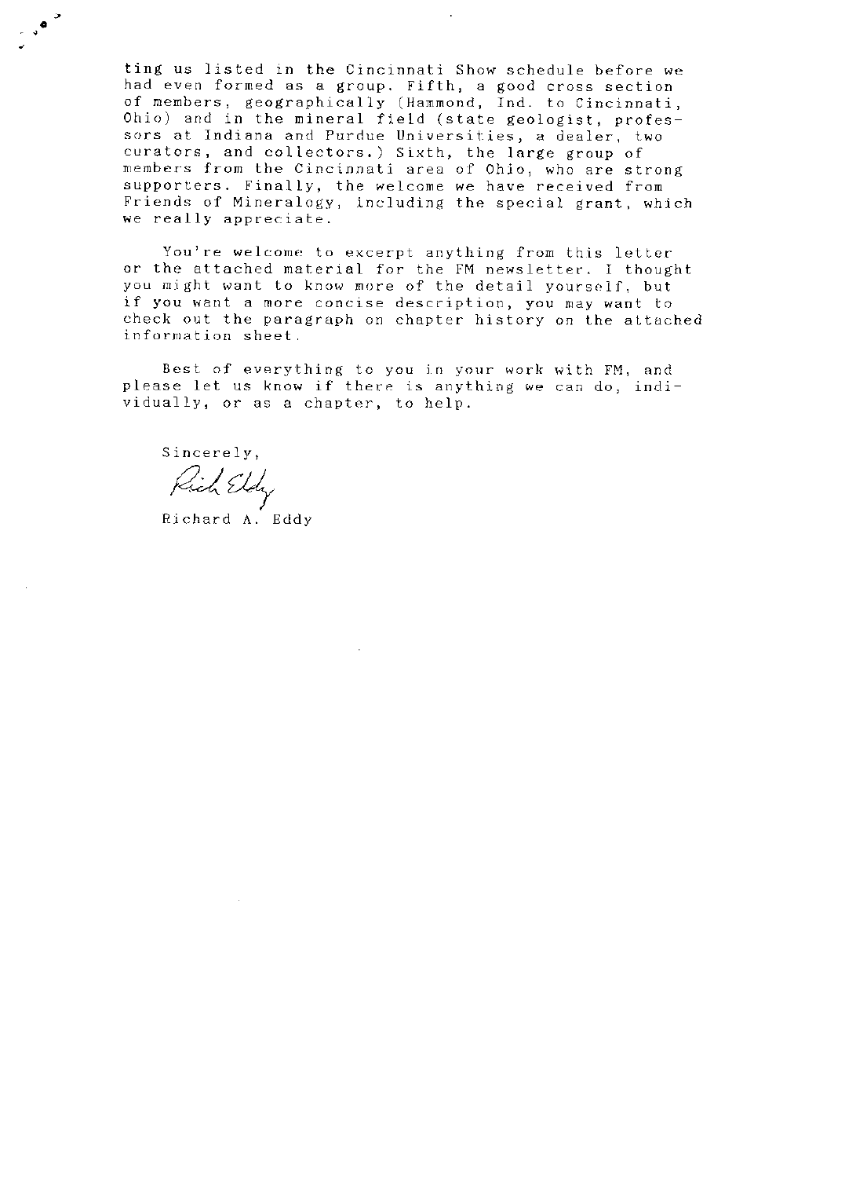ting us listed in the Cincinnati Show schedule before we had even formed as a group. Fifth, a good cross section of members, geographically (Hammond, Ind. to Cincinnati, Ohio) and in the mineral field (state geologist, professors at Indiana and Purdue Universities, a dealer, two curators, and collectors.) Sixth, the large group of members from the Cincinnati area of Ohio, who are strong supporters. Finally, the welcome we have received from Friends of Mineralogy, including the special grant, which we really appreciate.

You're welcome to excerpt anything from this letter or the attached material for the FM newsletter. I thought you might want to know more of the detail yourself, but if you want a more concise description, you may want to check out the paragraph on chapter history on the attached information sheet.

Best of everything to you in your work with FM, and please let us know if there is anything we can do, individually, or as a chapter, to help.

Sincerely,

Rich Eddy

Richard A. Eddy